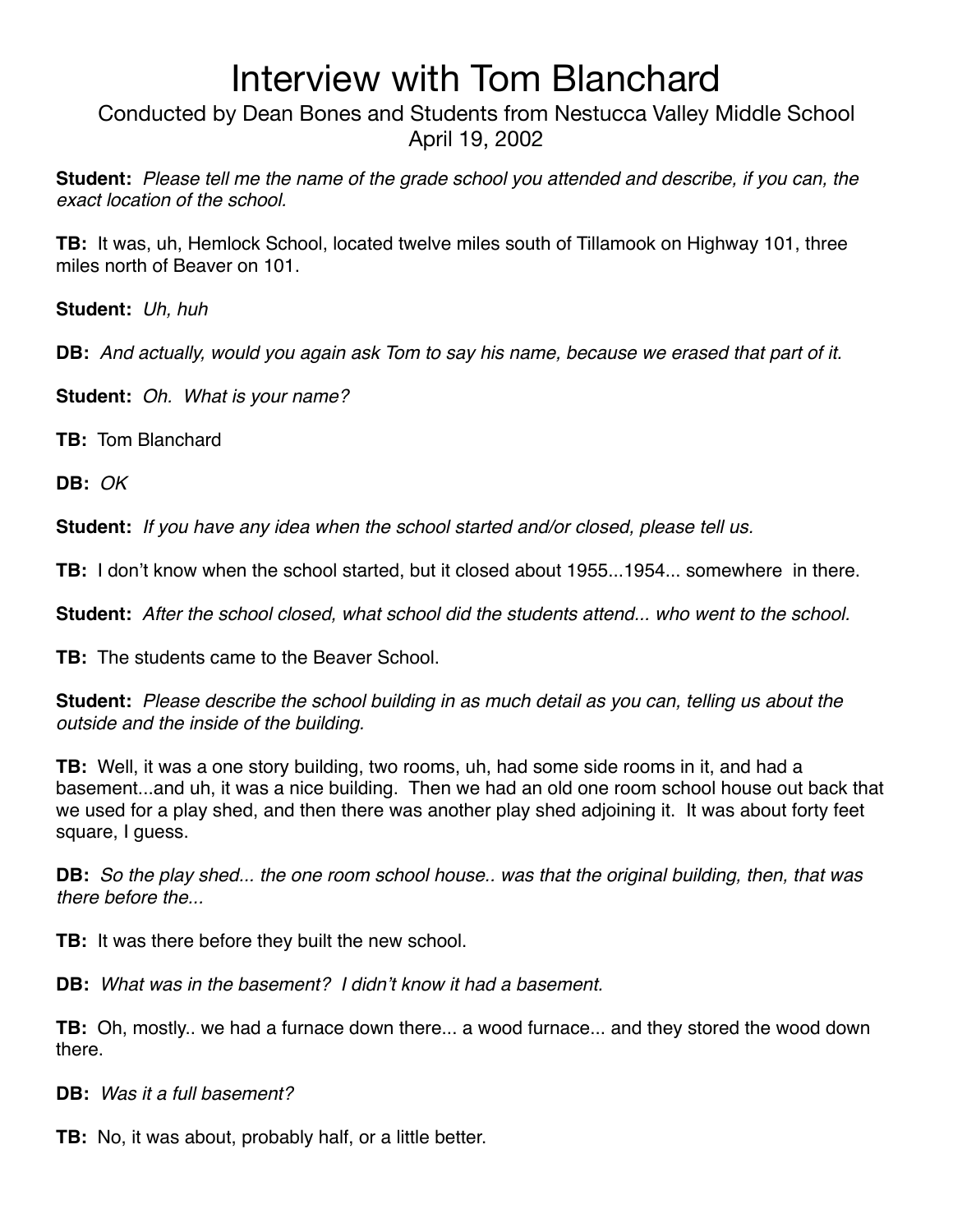# Interview with Tom Blanchard

Conducted by Dean Bones and Students from Nestucca Valley Middle School
April 19, 2002

**Student:** *Please tell me the name of the grade school you attended and describe, if you can, the exact location of the school.*

**TB:** It was, uh, Hemlock School, located twelve miles south of Tillamook on Highway 101, three miles north of Beaver on 101.

**Student:** *Uh, huh*

**DB:** *And actually, would you again ask Tom to say his name, because we erased that part of it.*

**Student:** *Oh. What is your name?*

**TB:** Tom Blanchard

**DB:** *OK*

**Student:** *If you have any idea when the school started and/or closed, please tell us.*

**TB:** I don't know when the school started, but it closed about 1955...1954... somewhere in there.

**Student:** *After the school closed, what school did the students attend... who went to the school.*

**TB:** The students came to the Beaver School.

**Student:** *Please describe the school building in as much detail as you can, telling us about the outside and the inside of the building.*

**TB:** Well, it was a one story building, two rooms, uh, had some side rooms in it, and had a basement...and uh, it was a nice building. Then we had an old one room school house out back that we used for a play shed, and then there was another play shed adjoining it. It was about forty feet square, I guess.

**DB:** *So the play shed... the one room school house.. was that the original building, then, that was there before the...*

**TB:** It was there before they built the new school.

**DB:** *What was in the basement? I didn't know it had a basement.*

**TB:** Oh, mostly.. we had a furnace down there... a wood furnace... and they stored the wood down there.

**DB:** *Was it a full basement?*

**TB:** No, it was about, probably half, or a little better.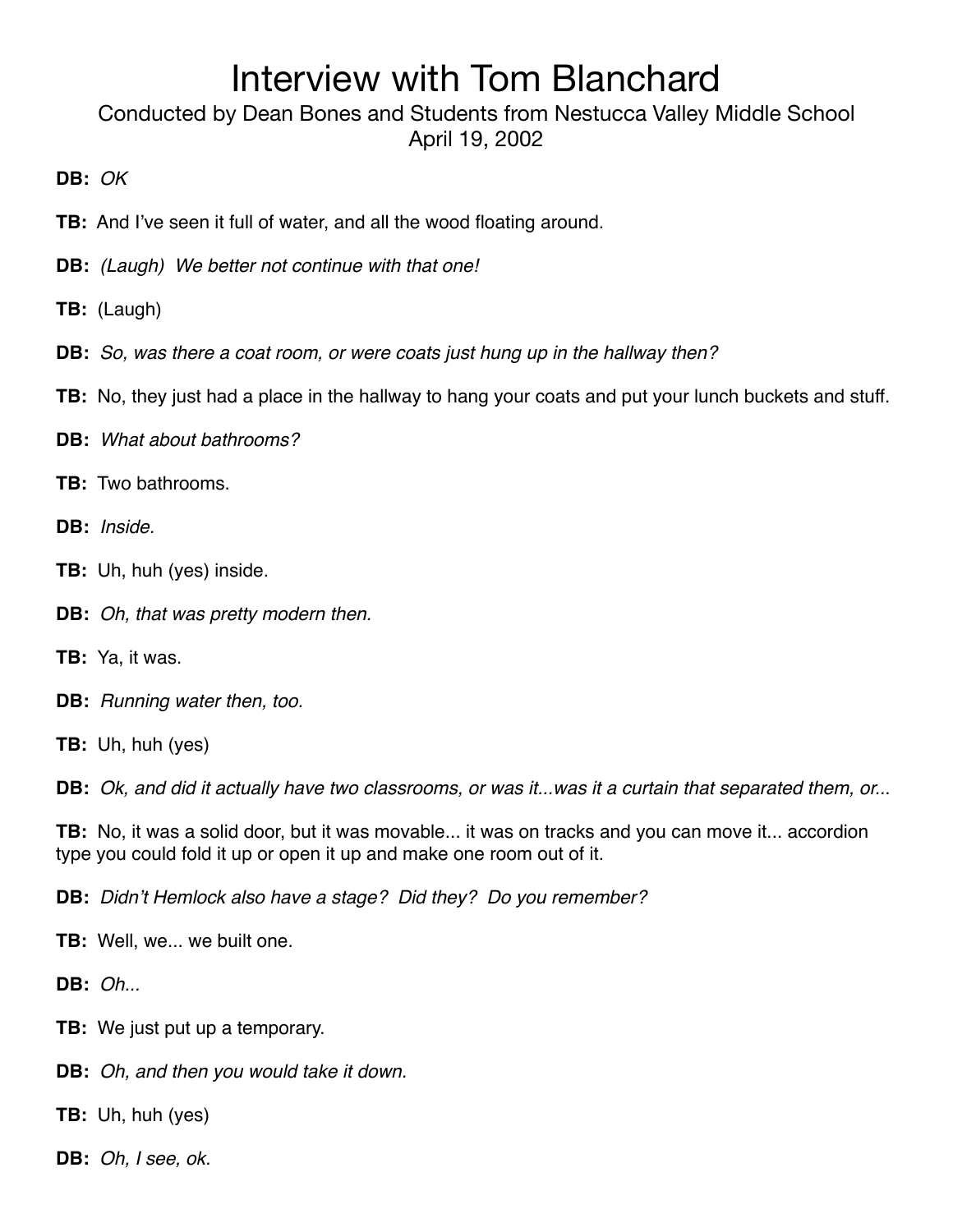# Interview with Tom Blanchard

Conducted by Dean Bones and Students from Nestucca Valley Middle School
April 19, 2002

**DB:** *OK*

**TB:** And I've seen it full of water, and all the wood floating around.

**DB:** *(Laugh) We better not continue with that one!*

**TB:** (Laugh)

**DB:** *So, was there a coat room, or were coats just hung up in the hallway then?*

**TB:** No, they just had a place in the hallway to hang your coats and put your lunch buckets and stuff.

**DB:** *What about bathrooms?*

**TB:** Two bathrooms.

**DB:** *Inside.*

**TB:** Uh, huh (yes) inside.

**DB:** *Oh, that was pretty modern then.*

**TB:** Ya, it was.

**DB:** *Running water then, too.*

**TB:** Uh, huh (yes)

**DB:** *Ok, and did it actually have two classrooms, or was it...was it a curtain that separated them, or...*

**TB:** No, it was a solid door, but it was movable... it was on tracks and you can move it... accordion type you could fold it up or open it up and make one room out of it.

**DB:** *Didn't Hemlock also have a stage? Did they? Do you remember?*

**TB:** Well, we... we built one.

**DB:** *Oh...*

**TB:** We just put up a temporary.

**DB:** *Oh, and then you would take it down.*

**TB:** Uh, huh (yes)

**DB:** *Oh, I see, ok.*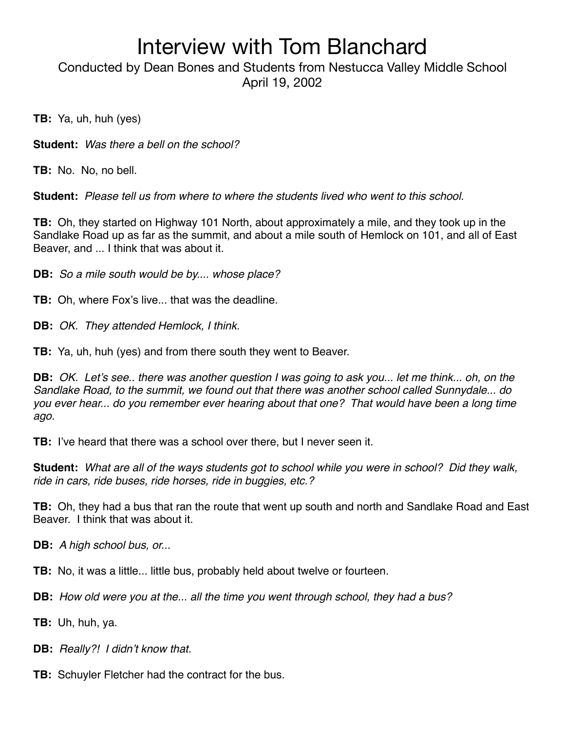# Interview with Tom Blanchard

Conducted by Dean Bones and Students from Nestucca Valley Middle School
April 19, 2002

**TB:** Ya, uh, huh (yes)

**Student:** *Was there a bell on the school?*

**TB:** No. No, no bell.

**Student:** *Please tell us from where to where the students lived who went to this school.*

**TB:** Oh, they started on Highway 101 North, about approximately a mile, and they took up in the Sandlake Road up as far as the summit, and about a mile south of Hemlock on 101, and all of East Beaver, and ... I think that was about it.

**DB:** *So a mile south would be by.... whose place?*

**TB:** Oh, where Fox's live... that was the deadline.

**DB:** *OK. They attended Hemlock, I think.*

**TB:** Ya, uh, huh (yes) and from there south they went to Beaver.

**DB:** *OK. Let's see.. there was another question I was going to ask you... let me think... oh, on the Sandlake Road, to the summit, we found out that there was another school called Sunnydale... do you ever hear... do you remember ever hearing about that one? That would have been a long time ago.*

**TB:** I've heard that there was a school over there, but I never seen it.

**Student:** *What are all of the ways students got to school while you were in school? Did they walk, ride in cars, ride buses, ride horses, ride in buggies, etc.?*

**TB:** Oh, they had a bus that ran the route that went up south and north and Sandlake Road and East Beaver. I think that was about it.

**DB:** *A high school bus, or...*

**TB:** No, it was a little... little bus, probably held about twelve or fourteen.

**DB:** *How old were you at the... all the time you went through school, they had a bus?*

**TB:** Uh, huh, ya.

**DB:** *Really?! I didn't know that.*

**TB:** Schuyler Fletcher had the contract for the bus.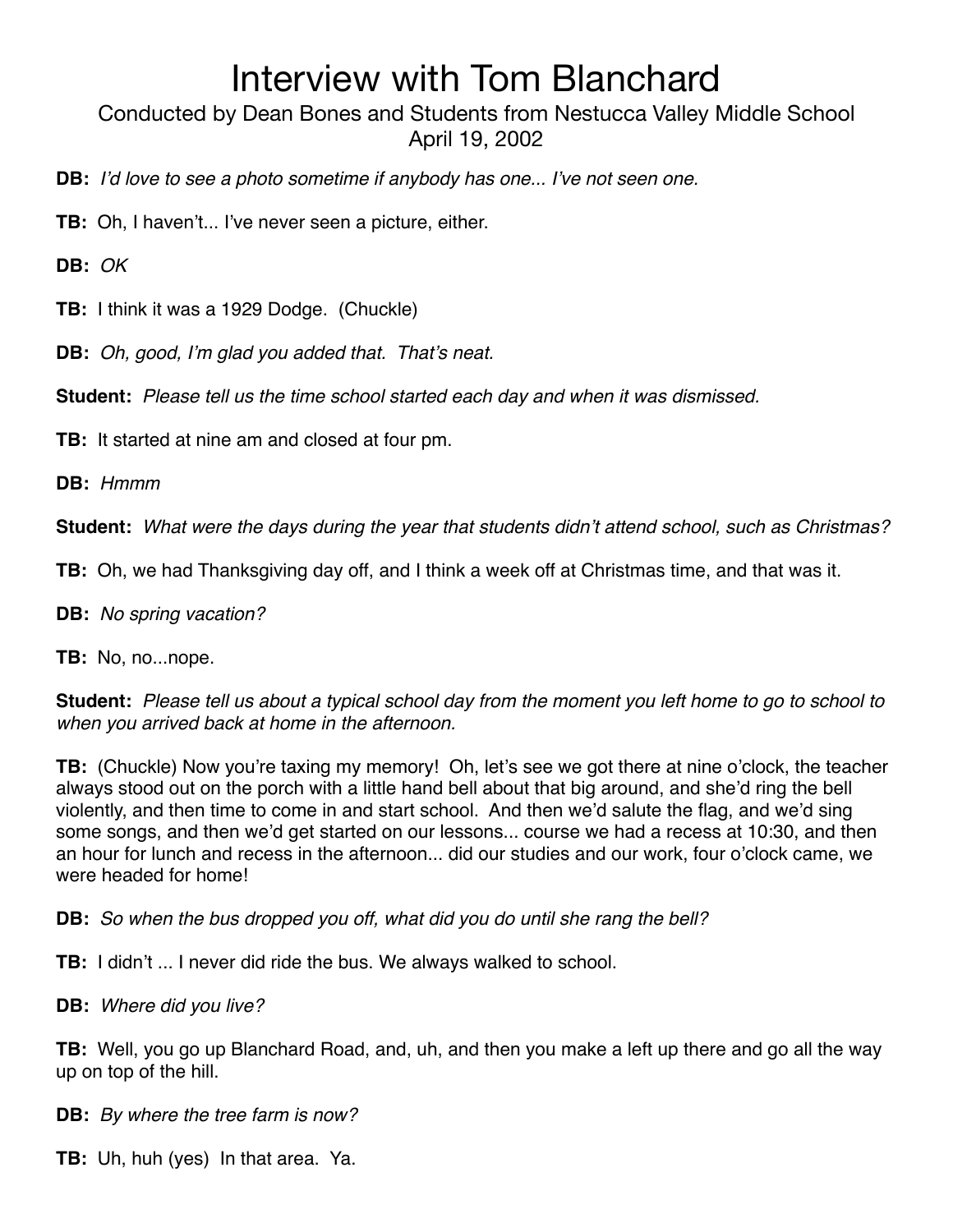# Interview with Tom Blanchard

Conducted by Dean Bones and Students from Nestucca Valley Middle School
April 19, 2002

**DB:** *I'd love to see a photo sometime if anybody has one... I've not seen one.*

**TB:** Oh, I haven't... I've never seen a picture, either.

**DB:** *OK*

**TB:** I think it was a 1929 Dodge. (Chuckle)

**DB:** *Oh, good, I'm glad you added that. That's neat.*

**Student:** *Please tell us the time school started each day and when it was dismissed.*

**TB:** It started at nine am and closed at four pm.

**DB:** *Hmmm*

**Student:** *What were the days during the year that students didn't attend school, such as Christmas?*

**TB:** Oh, we had Thanksgiving day off, and I think a week off at Christmas time, and that was it.

**DB:** *No spring vacation?*

**TB:** No, no...nope.

**Student:** *Please tell us about a typical school day from the moment you left home to go to school to when you arrived back at home in the afternoon.*

**TB:** (Chuckle) Now you're taxing my memory! Oh, let's see we got there at nine o'clock, the teacher always stood out on the porch with a little hand bell about that big around, and she'd ring the bell violently, and then time to come in and start school. And then we'd salute the flag, and we'd sing some songs, and then we'd get started on our lessons... course we had a recess at 10:30, and then an hour for lunch and recess in the afternoon... did our studies and our work, four o'clock came, we were headed for home!

**DB:** *So when the bus dropped you off, what did you do until she rang the bell?*

**TB:** I didn't ... I never did ride the bus. We always walked to school.

**DB:** *Where did you live?*

**TB:** Well, you go up Blanchard Road, and, uh, and then you make a left up there and go all the way up on top of the hill.

**DB:** *By where the tree farm is now?*

**TB:** Uh, huh (yes) In that area. Ya.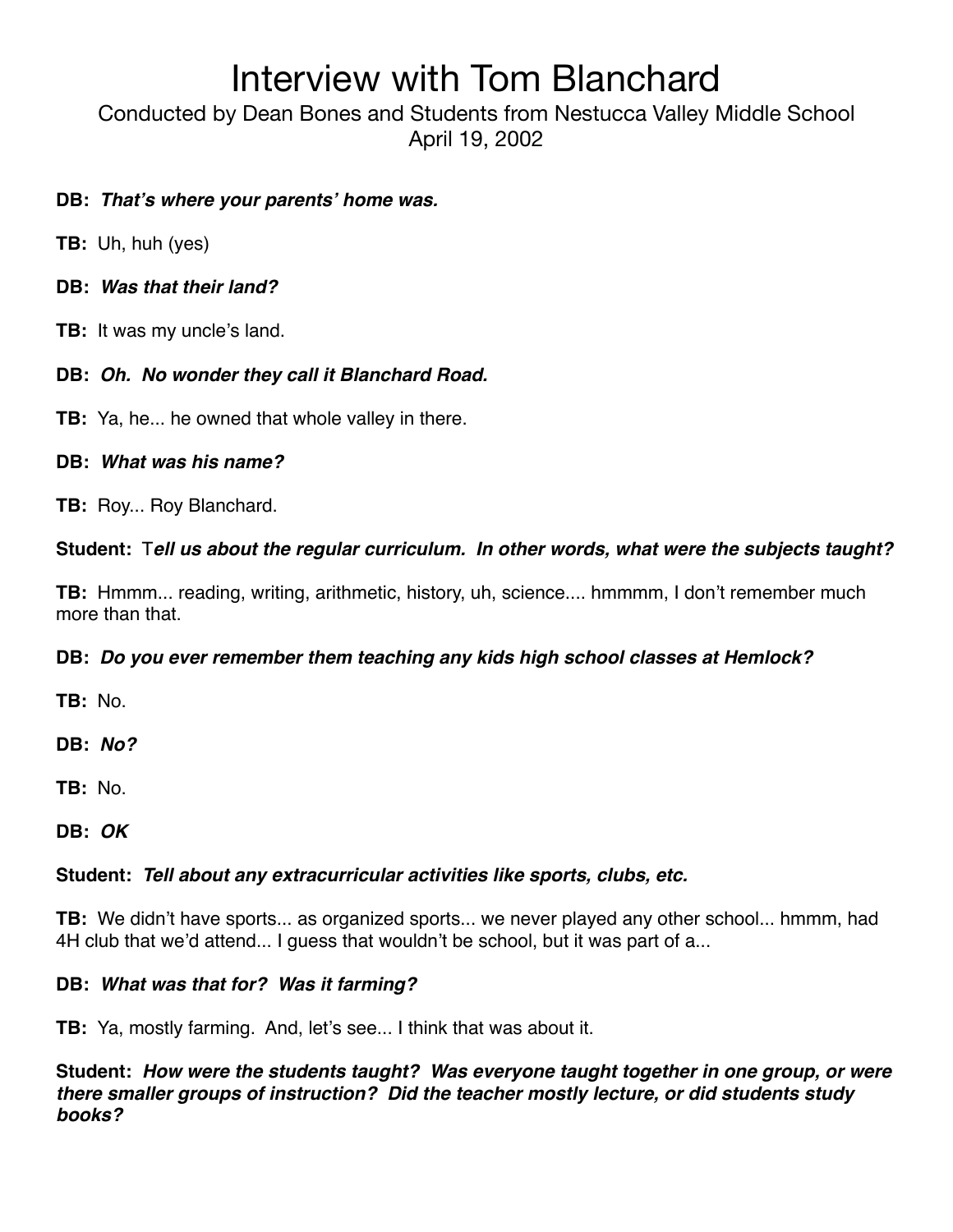# Interview with Tom Blanchard

Conducted by Dean Bones and Students from Nestucca Valley Middle School
April 19, 2002

**DB:** ***That's where your parents' home was.***

**TB:** Uh, huh (yes)

**DB:** ***Was that their land?***

**TB:** It was my uncle's land.

**DB:** ***Oh. No wonder they call it Blanchard Road.***

**TB:** Ya, he... he owned that whole valley in there.

**DB:** ***What was his name?***

**TB:** Roy... Roy Blanchard.

**Student:** T***ell us about the regular curriculum. In other words, what were the subjects taught?***

**TB:** Hmmm... reading, writing, arithmetic, history, uh, science.... hmmmm, I don't remember much more than that.

**DB:** ***Do you ever remember them teaching any kids high school classes at Hemlock?***

**TB:** No.

**DB:** ***No?***

**TB:** No.

**DB:** ***OK***

**Student:** ***Tell about any extracurricular activities like sports, clubs, etc.***

**TB:** We didn't have sports... as organized sports... we never played any other school... hmmm, had 4H club that we'd attend... I guess that wouldn't be school, but it was part of a...

**DB:** ***What was that for? Was it farming?***

**TB:** Ya, mostly farming. And, let's see... I think that was about it.

**Student:** ***How were the students taught? Was everyone taught together in one group, or were there smaller groups of instruction? Did the teacher mostly lecture, or did students study books?***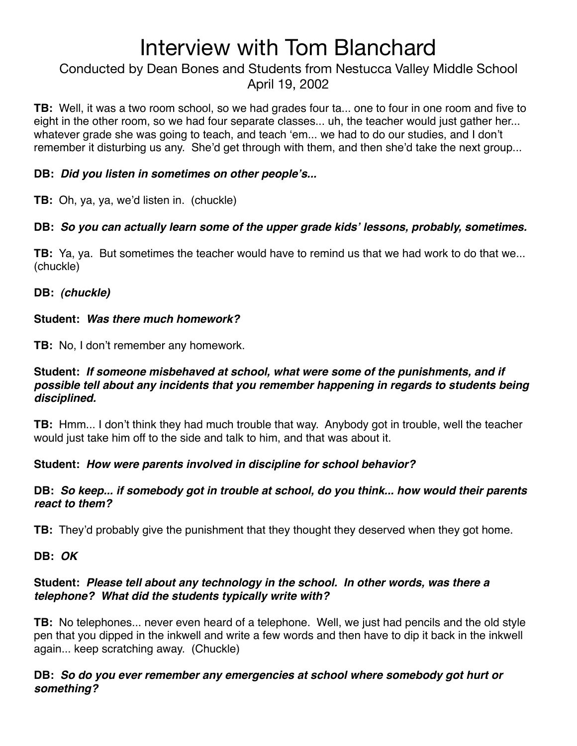# Interview with Tom Blanchard

Conducted by Dean Bones and Students from Nestucca Valley Middle School
April 19, 2002

**TB:** Well, it was a two room school, so we had grades four ta... one to four in one room and five to eight in the other room, so we had four separate classes... uh, the teacher would just gather her... whatever grade she was going to teach, and teach 'em... we had to do our studies, and I don't remember it disturbing us any. She'd get through with them, and then she'd take the next group...

**DB:** ***Did you listen in sometimes on other people's...***

**TB:** Oh, ya, ya, we'd listen in. (chuckle)

**DB:** ***So you can actually learn some of the upper grade kids' lessons, probably, sometimes.***

**TB:** Ya, ya. But sometimes the teacher would have to remind us that we had work to do that we... (chuckle)

**DB:** ***(chuckle)***

**Student:** ***Was there much homework?***

**TB:** No, I don't remember any homework.

**Student:** ***If someone misbehaved at school, what were some of the punishments, and if possible tell about any incidents that you remember happening in regards to students being disciplined.***

**TB:** Hmm... I don't think they had much trouble that way. Anybody got in trouble, well the teacher would just take him off to the side and talk to him, and that was about it.

**Student:** ***How were parents involved in discipline for school behavior?***

**DB:** ***So keep... if somebody got in trouble at school, do you think... how would their parents react to them?***

**TB:** They'd probably give the punishment that they thought they deserved when they got home.

**DB:** ***OK***

**Student:** ***Please tell about any technology in the school. In other words, was there a telephone? What did the students typically write with?***

**TB:** No telephones... never even heard of a telephone. Well, we just had pencils and the old style pen that you dipped in the inkwell and write a few words and then have to dip it back in the inkwell again... keep scratching away. (Chuckle)

**DB:** ***So do you ever remember any emergencies at school where somebody got hurt or something?***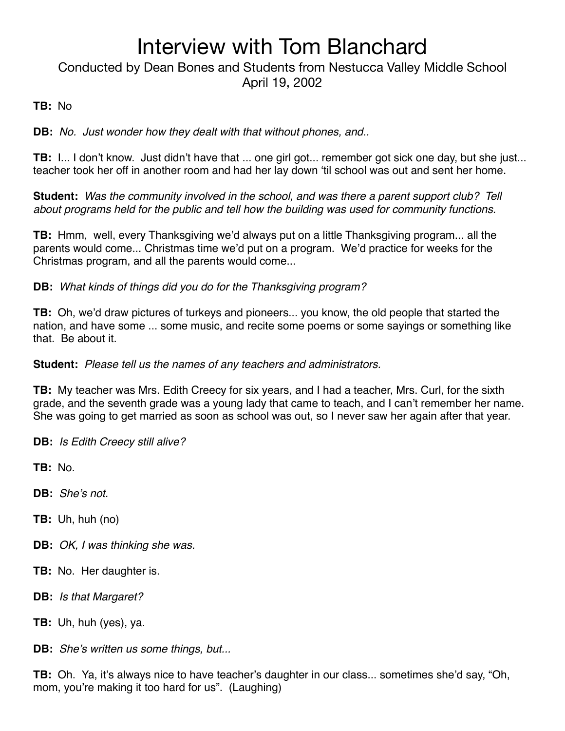**TB:** No

**DB:** *No. Just wonder how they dealt with that without phones, and..*

**TB:** I... I don't know. Just didn't have that ... one girl got... remember got sick one day, but she just... teacher took her off in another room and had her lay down 'til school was out and sent her home.

**Student:** *Was the community involved in the school, and was there a parent support club? Tell about programs held for the public and tell how the building was used for community functions.*

**TB:** Hmm, well, every Thanksgiving we'd always put on a little Thanksgiving program... all the parents would come... Christmas time we'd put on a program. We'd practice for weeks for the Christmas program, and all the parents would come...

**DB:** *What kinds of things did you do for the Thanksgiving program?*

**TB:** Oh, we'd draw pictures of turkeys and pioneers... you know, the old people that started the nation, and have some ... some music, and recite some poems or some sayings or something like that. Be about it.

**Student:** *Please tell us the names of any teachers and administrators.*

**TB:** My teacher was Mrs. Edith Creecy for six years, and I had a teacher, Mrs. Curl, for the sixth grade, and the seventh grade was a young lady that came to teach, and I can't remember her name. She was going to get married as soon as school was out, so I never saw her again after that year.

**DB:** *Is Edith Creecy still alive?*

**TB:** No.

**DB:** *She's not.*

**TB:** Uh, huh (no)

**DB:** *OK, I was thinking she was.*

**TB:** No. Her daughter is.

**DB:** *Is that Margaret?*

**TB:** Uh, huh (yes), ya.

**DB:** *She's written us some things, but...*

**TB:** Oh. Ya, it's always nice to have teacher's daughter in our class... sometimes she'd say, "Oh, mom, you're making it too hard for us". (Laughing)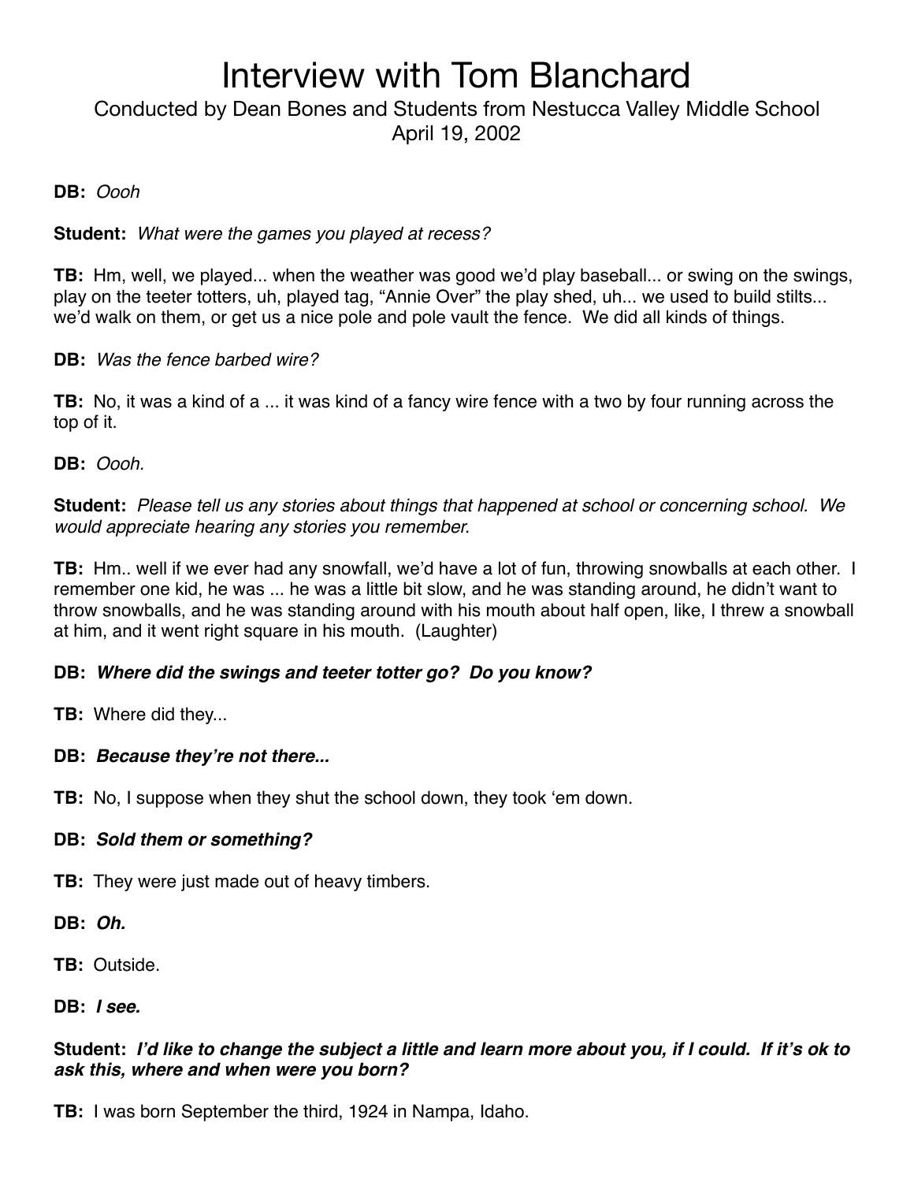# Interview with Tom Blanchard

Conducted by Dean Bones and Students from Nestucca Valley Middle School
April 19, 2002

**DB:** *Oooh*

**Student:** *What were the games you played at recess?*

**TB:** Hm, well, we played... when the weather was good we'd play baseball... or swing on the swings, play on the teeter totters, uh, played tag, "Annie Over" the play shed, uh... we used to build stilts... we'd walk on them, or get us a nice pole and pole vault the fence. We did all kinds of things.

**DB:** *Was the fence barbed wire?*

**TB:** No, it was a kind of a ... it was kind of a fancy wire fence with a two by four running across the top of it.

**DB:** *Oooh.*

**Student:** *Please tell us any stories about things that happened at school or concerning school. We would appreciate hearing any stories you remember.*

**TB:** Hm.. well if we ever had any snowfall, we'd have a lot of fun, throwing snowballs at each other. I remember one kid, he was ... he was a little bit slow, and he was standing around, he didn't want to throw snowballs, and he was standing around with his mouth about half open, like, I threw a snowball at him, and it went right square in his mouth. (Laughter)

**DB:** ***Where did the swings and teeter totter go? Do you know?***

**TB:** Where did they...

**DB:** ***Because they're not there...***

**TB:** No, I suppose when they shut the school down, they took 'em down.

**DB:** ***Sold them or something?***

**TB:** They were just made out of heavy timbers.

**DB:** ***Oh.***

**TB:** Outside.

**DB:** ***I see.***

**Student:** ***I'd like to change the subject a little and learn more about you, if I could. If it's ok to ask this, where and when were you born?***

**TB:** I was born September the third, 1924 in Nampa, Idaho.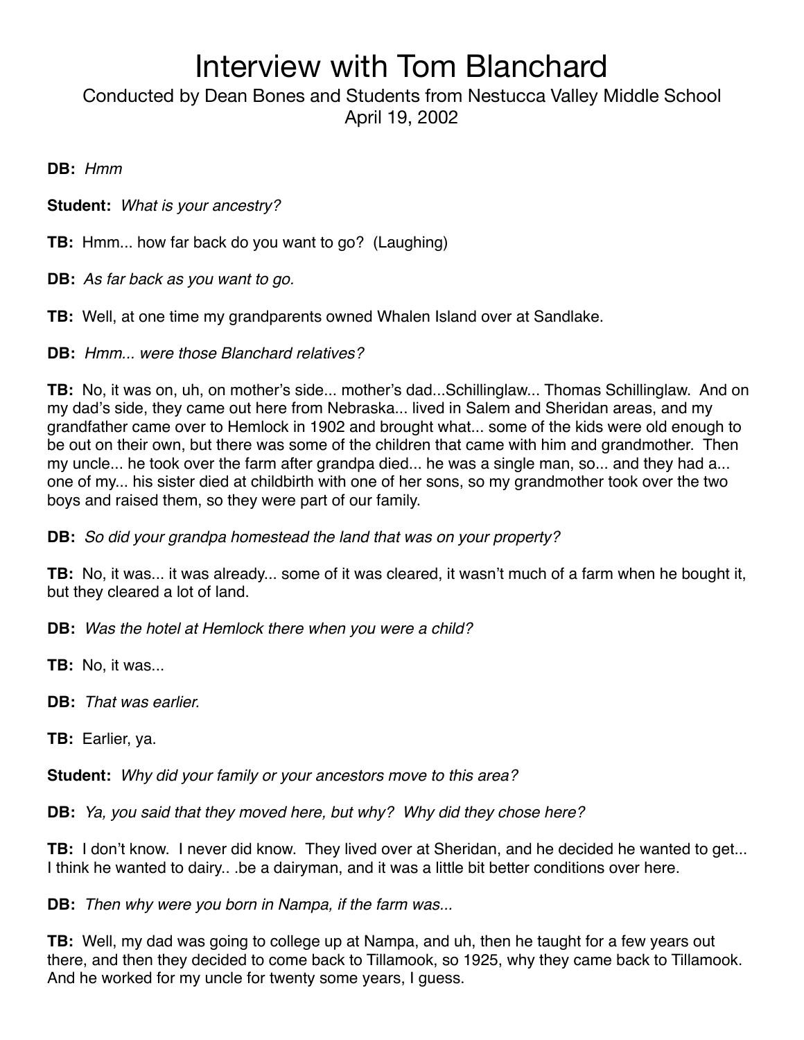# Interview with Tom Blanchard

Conducted by Dean Bones and Students from Nestucca Valley Middle School
April 19, 2002

**DB:** *Hmm*

**Student:** *What is your ancestry?*

**TB:** Hmm... how far back do you want to go? (Laughing)

**DB:** *As far back as you want to go.*

**TB:** Well, at one time my grandparents owned Whalen Island over at Sandlake.

**DB:** *Hmm... were those Blanchard relatives?*

**TB:** No, it was on, uh, on mother's side... mother's dad...Schillinglaw... Thomas Schillinglaw. And on my dad's side, they came out here from Nebraska... lived in Salem and Sheridan areas, and my grandfather came over to Hemlock in 1902 and brought what... some of the kids were old enough to be out on their own, but there was some of the children that came with him and grandmother. Then my uncle... he took over the farm after grandpa died... he was a single man, so... and they had a... one of my... his sister died at childbirth with one of her sons, so my grandmother took over the two boys and raised them, so they were part of our family.

**DB:** *So did your grandpa homestead the land that was on your property?*

**TB:** No, it was... it was already... some of it was cleared, it wasn't much of a farm when he bought it, but they cleared a lot of land.

**DB:** *Was the hotel at Hemlock there when you were a child?*

**TB:** No, it was...

**DB:** *That was earlier.*

**TB:** Earlier, ya.

**Student:** *Why did your family or your ancestors move to this area?*

**DB:** *Ya, you said that they moved here, but why? Why did they chose here?*

**TB:** I don't know. I never did know. They lived over at Sheridan, and he decided he wanted to get... I think he wanted to dairy.. .be a dairyman, and it was a little bit better conditions over here.

**DB:** *Then why were you born in Nampa, if the farm was...*

**TB:** Well, my dad was going to college up at Nampa, and uh, then he taught for a few years out there, and then they decided to come back to Tillamook, so 1925, why they came back to Tillamook. And he worked for my uncle for twenty some years, I guess.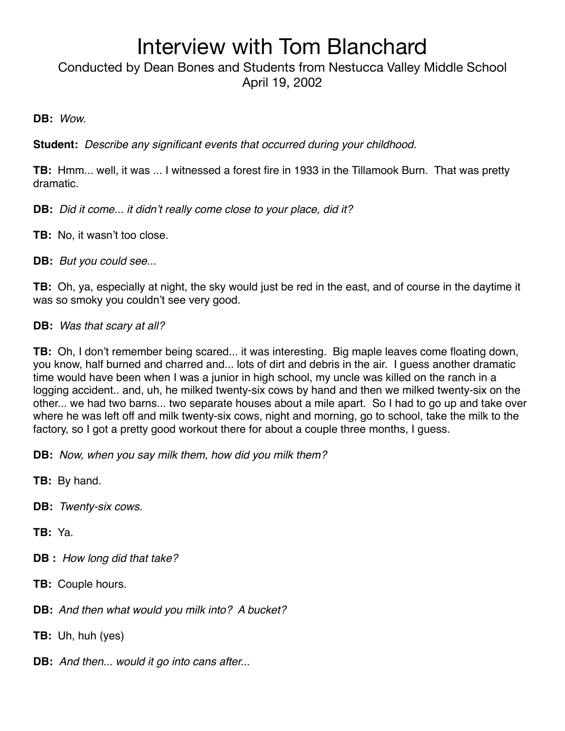# Interview with Tom Blanchard

Conducted by Dean Bones and Students from Nestucca Valley Middle School
April 19, 2002

**DB:** *Wow.*

**Student:** *Describe any significant events that occurred during your childhood.*

**TB:** Hmm... well, it was ... I witnessed a forest fire in 1933 in the Tillamook Burn. That was pretty dramatic.

**DB:** *Did it come... it didn't really come close to your place, did it?*

**TB:** No, it wasn't too close.

**DB:** *But you could see...*

**TB:** Oh, ya, especially at night, the sky would just be red in the east, and of course in the daytime it was so smoky you couldn't see very good.

**DB:** *Was that scary at all?*

**TB:** Oh, I don't remember being scared... it was interesting. Big maple leaves come floating down, you know, half burned and charred and... lots of dirt and debris in the air. I guess another dramatic time would have been when I was a junior in high school, my uncle was killed on the ranch in a logging accident.. and, uh, he milked twenty-six cows by hand and then we milked twenty-six on the other... we had two barns... two separate houses about a mile apart. So I had to go up and take over where he was left off and milk twenty-six cows, night and morning, go to school, take the milk to the factory, so I got a pretty good workout there for about a couple three months, I guess.

**DB:** *Now, when you say milk them, how did you milk them?*

**TB:** By hand.

**DB:** *Twenty-six cows.*

**TB:** Ya.

**DB :** *How long did that take?*

**TB:** Couple hours.

**DB:** *And then what would you milk into? A bucket?*

**TB:** Uh, huh (yes)

**DB:** *And then... would it go into cans after...*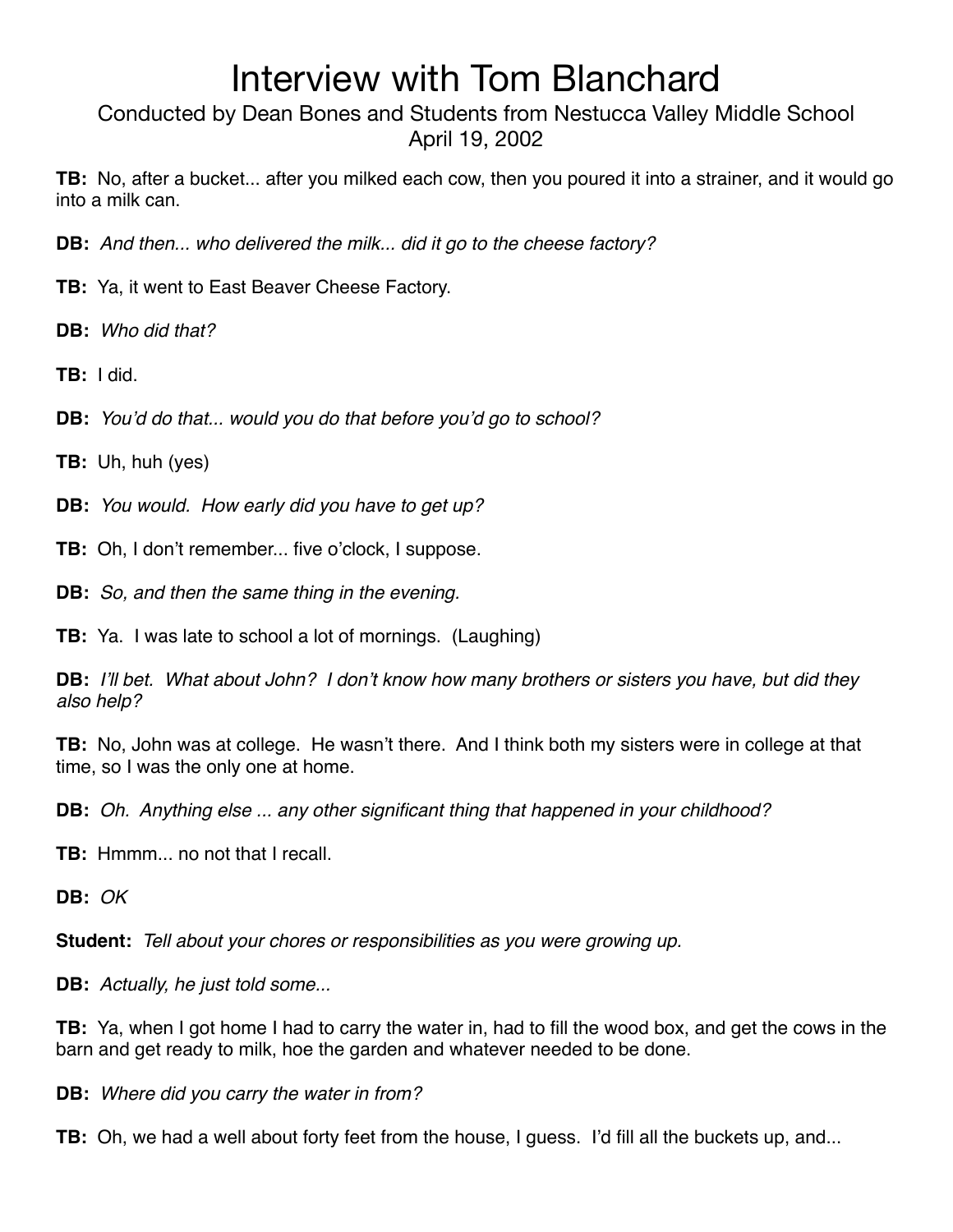**TB:** No, after a bucket... after you milked each cow, then you poured it into a strainer, and it would go into a milk can.

**DB:** *And then... who delivered the milk... did it go to the cheese factory?*

**TB:** Ya, it went to East Beaver Cheese Factory.

**DB:** *Who did that?*

**TB:** I did.

**DB:** *You'd do that... would you do that before you'd go to school?*

**TB:** Uh, huh (yes)

**DB:** *You would. How early did you have to get up?*

**TB:** Oh, I don't remember... five o'clock, I suppose.

**DB:** *So, and then the same thing in the evening.*

**TB:** Ya. I was late to school a lot of mornings. (Laughing)

**DB:** *I'll bet. What about John? I don't know how many brothers or sisters you have, but did they also help?*

**TB:** No, John was at college. He wasn't there. And I think both my sisters were in college at that time, so I was the only one at home.

**DB:** *Oh. Anything else ... any other significant thing that happened in your childhood?*

**TB:** Hmmm... no not that I recall.

**DB:** *OK*

**Student:** *Tell about your chores or responsibilities as you were growing up.*

**DB:** *Actually, he just told some...*

**TB:** Ya, when I got home I had to carry the water in, had to fill the wood box, and get the cows in the barn and get ready to milk, hoe the garden and whatever needed to be done.

**DB:** *Where did you carry the water in from?*

**TB:** Oh, we had a well about forty feet from the house, I guess. I'd fill all the buckets up, and...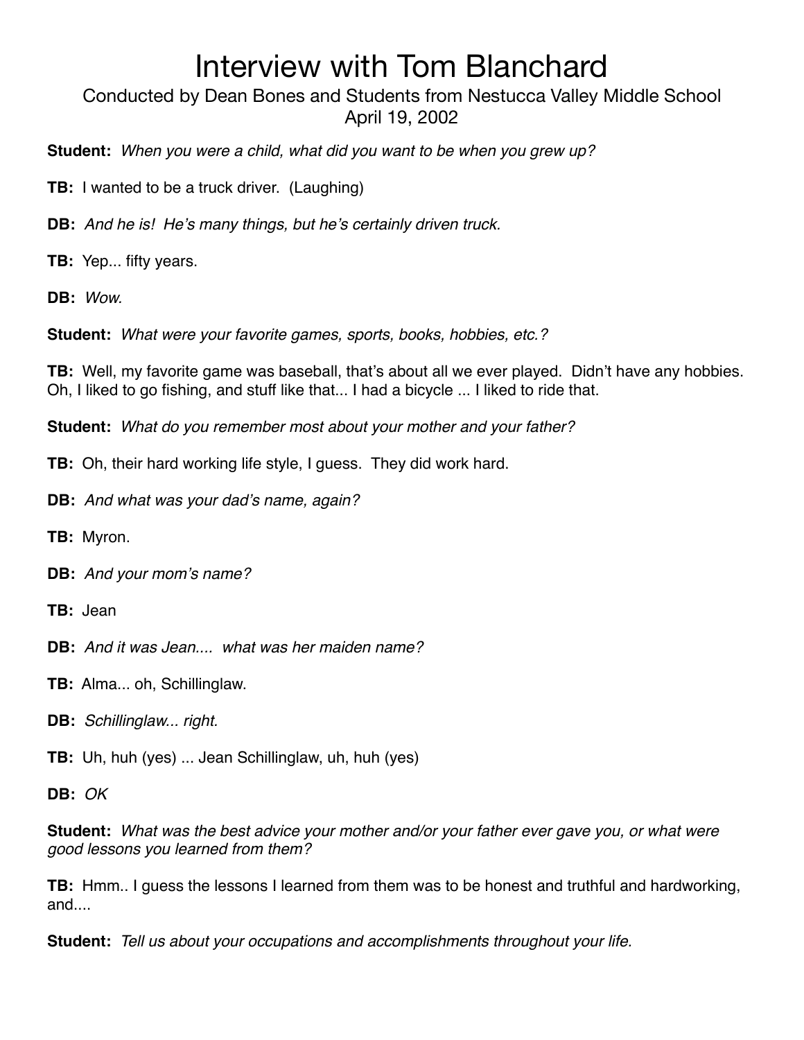# Interview with Tom Blanchard

Conducted by Dean Bones and Students from Nestucca Valley Middle School
April 19, 2002

**Student:** *When you were a child, what did you want to be when you grew up?*

**TB:** I wanted to be a truck driver. (Laughing)

**DB:** *And he is! He's many things, but he's certainly driven truck.*

**TB:** Yep... fifty years.

**DB:** *Wow.*

**Student:** *What were your favorite games, sports, books, hobbies, etc.?*

**TB:** Well, my favorite game was baseball, that's about all we ever played. Didn't have any hobbies. Oh, I liked to go fishing, and stuff like that... I had a bicycle ... I liked to ride that.

**Student:** *What do you remember most about your mother and your father?*

**TB:** Oh, their hard working life style, I guess. They did work hard.

**DB:** *And what was your dad's name, again?*

**TB:** Myron.

**DB:** *And your mom's name?*

**TB:** Jean

**DB:** *And it was Jean.... what was her maiden name?*

**TB:** Alma... oh, Schillinglaw.

**DB:** *Schillinglaw... right.*

**TB:** Uh, huh (yes) ... Jean Schillinglaw, uh, huh (yes)

**DB:** *OK*

**Student:** *What was the best advice your mother and/or your father ever gave you, or what were good lessons you learned from them?*

**TB:** Hmm.. I guess the lessons I learned from them was to be honest and truthful and hardworking, and....

**Student:** *Tell us about your occupations and accomplishments throughout your life.*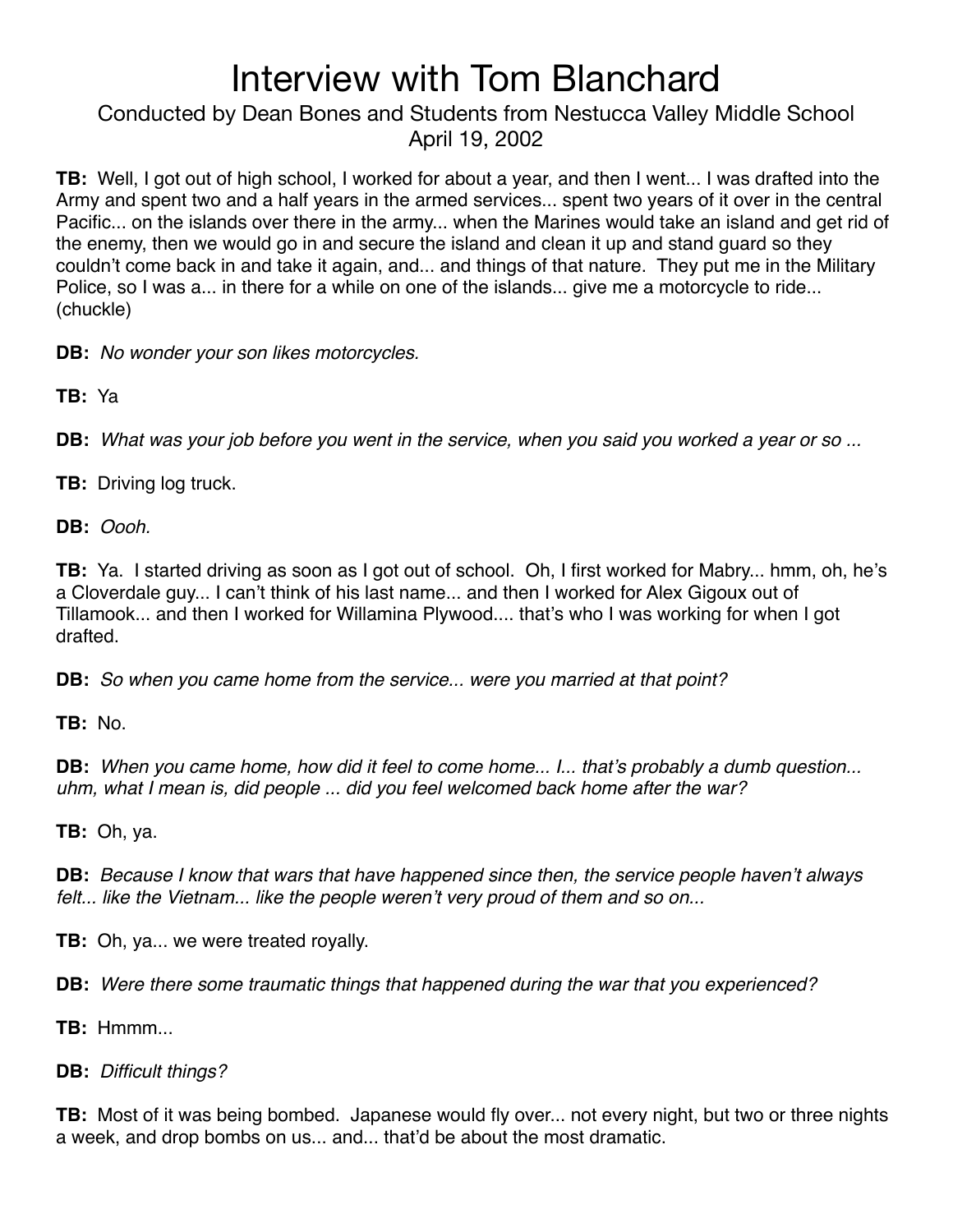# Interview with Tom Blanchard

Conducted by Dean Bones and Students from Nestucca Valley Middle School
April 19, 2002

**TB:** Well, I got out of high school, I worked for about a year, and then I went... I was drafted into the Army and spent two and a half years in the armed services... spent two years of it over in the central Pacific... on the islands over there in the army... when the Marines would take an island and get rid of the enemy, then we would go in and secure the island and clean it up and stand guard so they couldn't come back in and take it again, and... and things of that nature. They put me in the Military Police, so I was a... in there for a while on one of the islands... give me a motorcycle to ride... (chuckle)

**DB:** *No wonder your son likes motorcycles.*

**TB:** Ya

**DB:** *What was your job before you went in the service, when you said you worked a year or so ...*

**TB:** Driving log truck.

**DB:** *Oooh.*

**TB:** Ya. I started driving as soon as I got out of school. Oh, I first worked for Mabry... hmm, oh, he's a Cloverdale guy... I can't think of his last name... and then I worked for Alex Gigoux out of Tillamook... and then I worked for Willamina Plywood.... that's who I was working for when I got drafted.

**DB:** *So when you came home from the service... were you married at that point?*

**TB:** No.

**DB:** *When you came home, how did it feel to come home... I... that's probably a dumb question... uhm, what I mean is, did people ... did you feel welcomed back home after the war?*

**TB:** Oh, ya.

**DB:** *Because I know that wars that have happened since then, the service people haven't always felt... like the Vietnam... like the people weren't very proud of them and so on...*

**TB:** Oh, ya... we were treated royally.

**DB:** *Were there some traumatic things that happened during the war that you experienced?*

**TB:** Hmmm...

**DB:** *Difficult things?*

**TB:** Most of it was being bombed. Japanese would fly over... not every night, but two or three nights a week, and drop bombs on us... and... that'd be about the most dramatic.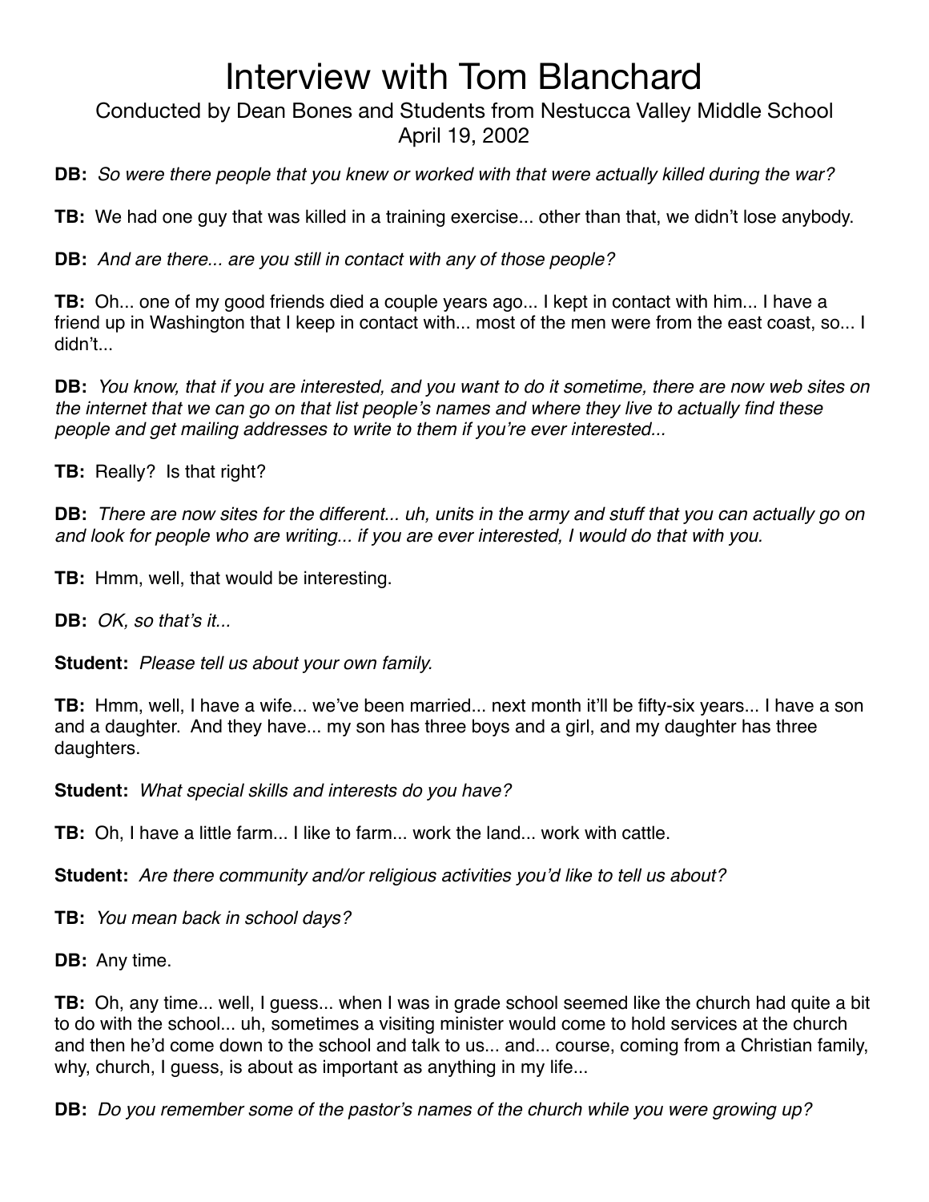# Interview with Tom Blanchard

Conducted by Dean Bones and Students from Nestucca Valley Middle School
April 19, 2002

**DB:** *So were there people that you knew or worked with that were actually killed during the war?*

**TB:** We had one guy that was killed in a training exercise... other than that, we didn't lose anybody.

**DB:** *And are there... are you still in contact with any of those people?*

**TB:** Oh... one of my good friends died a couple years ago... I kept in contact with him... I have a friend up in Washington that I keep in contact with... most of the men were from the east coast, so... I didn't...

**DB:** *You know, that if you are interested, and you want to do it sometime, there are now web sites on the internet that we can go on that list people's names and where they live to actually find these people and get mailing addresses to write to them if you're ever interested...*

**TB:** Really? Is that right?

**DB:** *There are now sites for the different... uh, units in the army and stuff that you can actually go on and look for people who are writing... if you are ever interested, I would do that with you.*

**TB:** Hmm, well, that would be interesting.

**DB:** *OK, so that's it...*

**Student:** *Please tell us about your own family.*

**TB:** Hmm, well, I have a wife... we've been married... next month it'll be fifty-six years... I have a son and a daughter. And they have... my son has three boys and a girl, and my daughter has three daughters.

**Student:** *What special skills and interests do you have?*

**TB:** Oh, I have a little farm... I like to farm... work the land... work with cattle.

**Student:** *Are there community and/or religious activities you'd like to tell us about?*

**TB:** *You mean back in school days?*

**DB:** Any time.

**TB:** Oh, any time... well, I guess... when I was in grade school seemed like the church had quite a bit to do with the school... uh, sometimes a visiting minister would come to hold services at the church and then he'd come down to the school and talk to us... and... course, coming from a Christian family, why, church, I guess, is about as important as anything in my life...

**DB:** *Do you remember some of the pastor's names of the church while you were growing up?*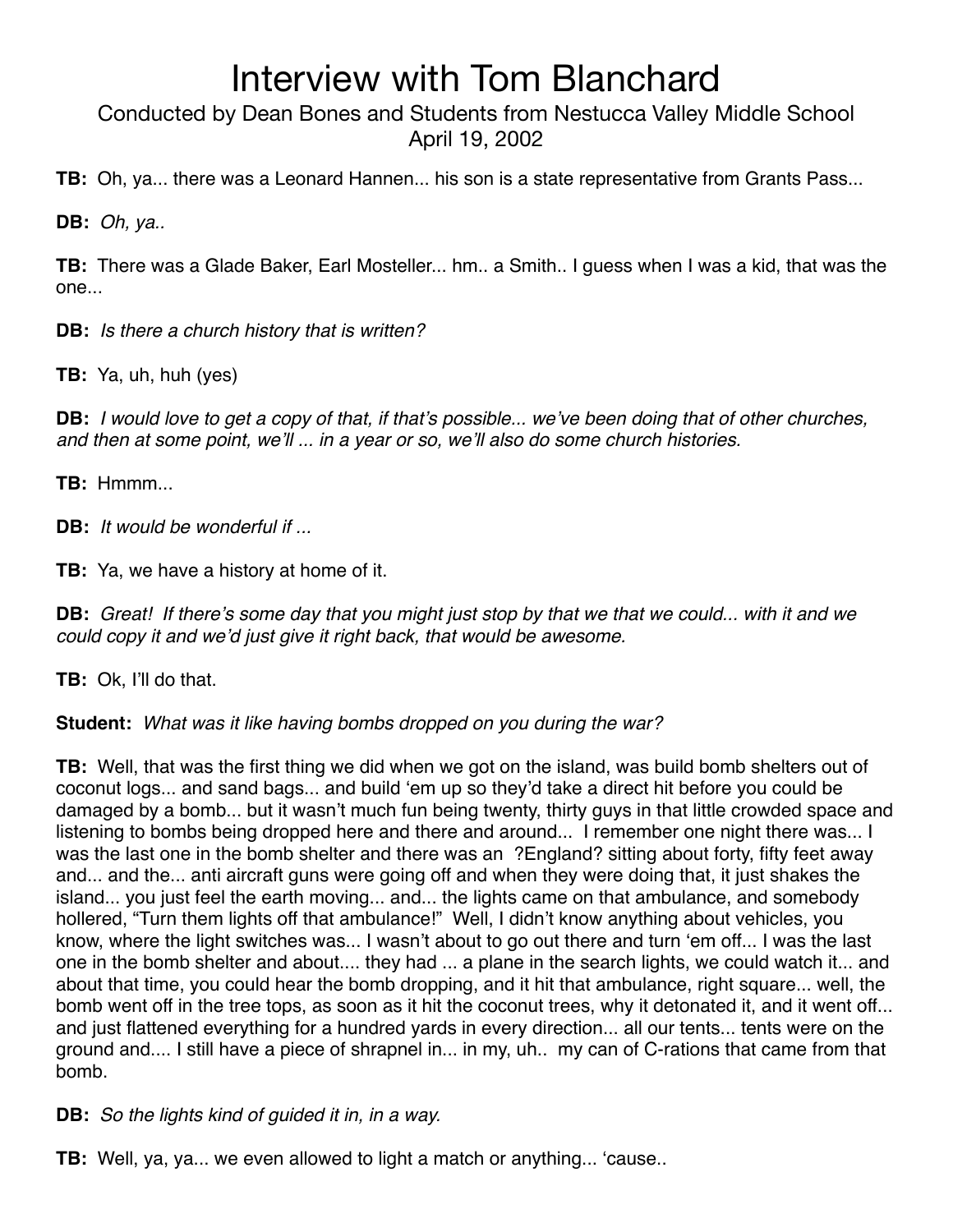# Interview with Tom Blanchard

Conducted by Dean Bones and Students from Nestucca Valley Middle School
April 19, 2002

**TB:** Oh, ya... there was a Leonard Hannen... his son is a state representative from Grants Pass...

**DB:** *Oh, ya..*

**TB:** There was a Glade Baker, Earl Mosteller... hm.. a Smith.. I guess when I was a kid, that was the one...

**DB:** *Is there a church history that is written?*

**TB:** Ya, uh, huh (yes)

**DB:** *I would love to get a copy of that, if that's possible... we've been doing that of other churches, and then at some point, we'll ... in a year or so, we'll also do some church histories.*

**TB:** Hmmm...

**DB:** *It would be wonderful if ...*

**TB:** Ya, we have a history at home of it.

**DB:** *Great! If there's some day that you might just stop by that we that we could... with it and we could copy it and we'd just give it right back, that would be awesome.*

**TB:** Ok, I'll do that.

**Student:** *What was it like having bombs dropped on you during the war?*

**TB:** Well, that was the first thing we did when we got on the island, was build bomb shelters out of coconut logs... and sand bags... and build 'em up so they'd take a direct hit before you could be damaged by a bomb... but it wasn't much fun being twenty, thirty guys in that little crowded space and listening to bombs being dropped here and there and around... I remember one night there was... I was the last one in the bomb shelter and there was an ?England? sitting about forty, fifty feet away and... and the... anti aircraft guns were going off and when they were doing that, it just shakes the island... you just feel the earth moving... and... the lights came on that ambulance, and somebody hollered, "Turn them lights off that ambulance!" Well, I didn't know anything about vehicles, you know, where the light switches was... I wasn't about to go out there and turn 'em off... I was the last one in the bomb shelter and about.... they had ... a plane in the search lights, we could watch it... and about that time, you could hear the bomb dropping, and it hit that ambulance, right square... well, the bomb went off in the tree tops, as soon as it hit the coconut trees, why it detonated it, and it went off... and just flattened everything for a hundred yards in every direction... all our tents... tents were on the ground and.... I still have a piece of shrapnel in... in my, uh.. my can of C-rations that came from that bomb.

**DB:** *So the lights kind of guided it in, in a way.*

**TB:** Well, ya, ya... we even allowed to light a match or anything... 'cause..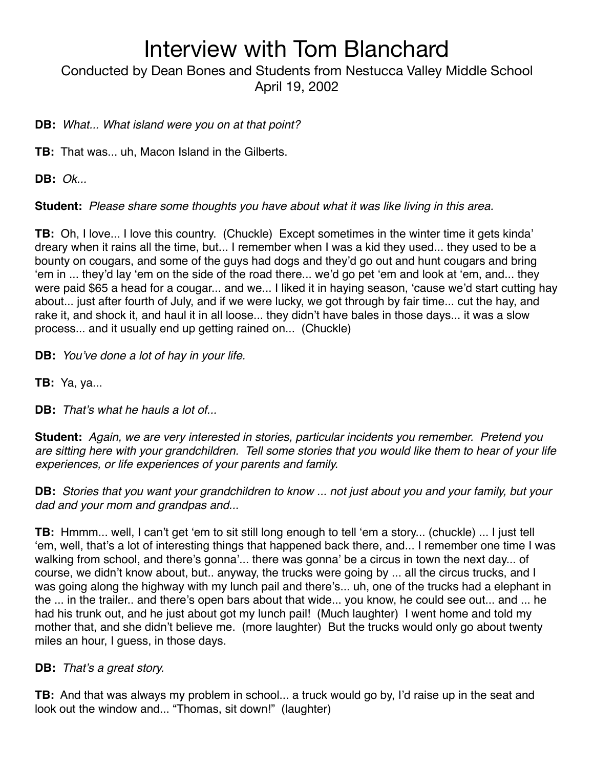# Interview with Tom Blanchard

Conducted by Dean Bones and Students from Nestucca Valley Middle School
April 19, 2002

**DB:** *What... What island were you on at that point?*

**TB:** That was... uh, Macon Island in the Gilberts.

**DB:** *Ok...*

**Student:** *Please share some thoughts you have about what it was like living in this area.*

**TB:** Oh, I love... I love this country. (Chuckle) Except sometimes in the winter time it gets kinda' dreary when it rains all the time, but... I remember when I was a kid they used... they used to be a bounty on cougars, and some of the guys had dogs and they'd go out and hunt cougars and bring 'em in ... they'd lay 'em on the side of the road there... we'd go pet 'em and look at 'em, and... they were paid $65 a head for a cougar... and we... I liked it in haying season, 'cause we'd start cutting hay about... just after fourth of July, and if we were lucky, we got through by fair time... cut the hay, and rake it, and shock it, and haul it in all loose... they didn't have bales in those days... it was a slow process... and it usually end up getting rained on... (Chuckle)

**DB:** *You've done a lot of hay in your life.*

**TB:** Ya, ya...

**DB:** *That's what he hauls a lot of...*

**Student:** *Again, we are very interested in stories, particular incidents you remember. Pretend you are sitting here with your grandchildren. Tell some stories that you would like them to hear of your life experiences, or life experiences of your parents and family.*

**DB:** *Stories that you want your grandchildren to know ... not just about you and your family, but your dad and your mom and grandpas and...*

**TB:** Hmmm... well, I can't get 'em to sit still long enough to tell 'em a story... (chuckle) ... I just tell 'em, well, that's a lot of interesting things that happened back there, and... I remember one time I was walking from school, and there's gonna'... there was gonna' be a circus in town the next day... of course, we didn't know about, but.. anyway, the trucks were going by ... all the circus trucks, and I was going along the highway with my lunch pail and there's... uh, one of the trucks had a elephant in the ... in the trailer.. and there's open bars about that wide... you know, he could see out... and ... he had his trunk out, and he just about got my lunch pail! (Much laughter) I went home and told my mother that, and she didn't believe me. (more laughter) But the trucks would only go about twenty miles an hour, I guess, in those days.

**DB:** *That's a great story.*

**TB:** And that was always my problem in school... a truck would go by, I'd raise up in the seat and look out the window and... "Thomas, sit down!" (laughter)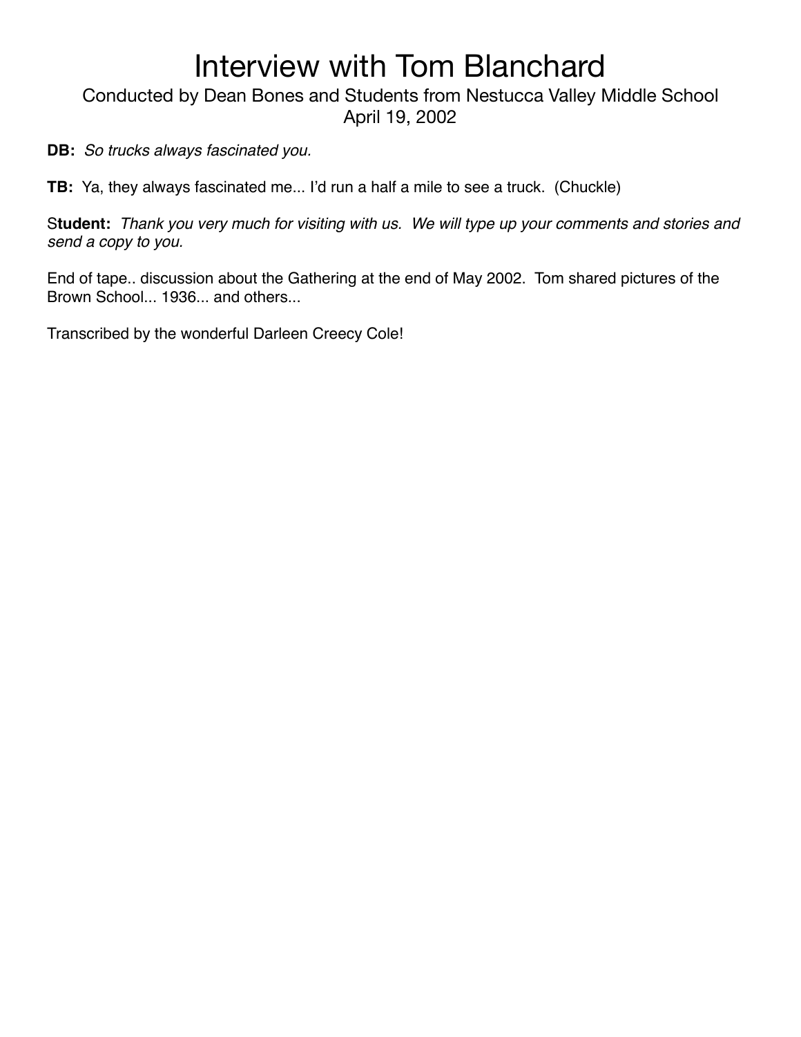# Interview with Tom Blanchard

Conducted by Dean Bones and Students from Nestucca Valley Middle School
April 19, 2002

**DB:** *So trucks always fascinated you.*

**TB:** Ya, they always fascinated me... I'd run a half a mile to see a truck. (Chuckle)

S**tudent:** *Thank you very much for visiting with us. We will type up your comments and stories and send a copy to you.*

End of tape.. discussion about the Gathering at the end of May 2002. Tom shared pictures of the Brown School... 1936... and others...

Transcribed by the wonderful Darleen Creecy Cole!